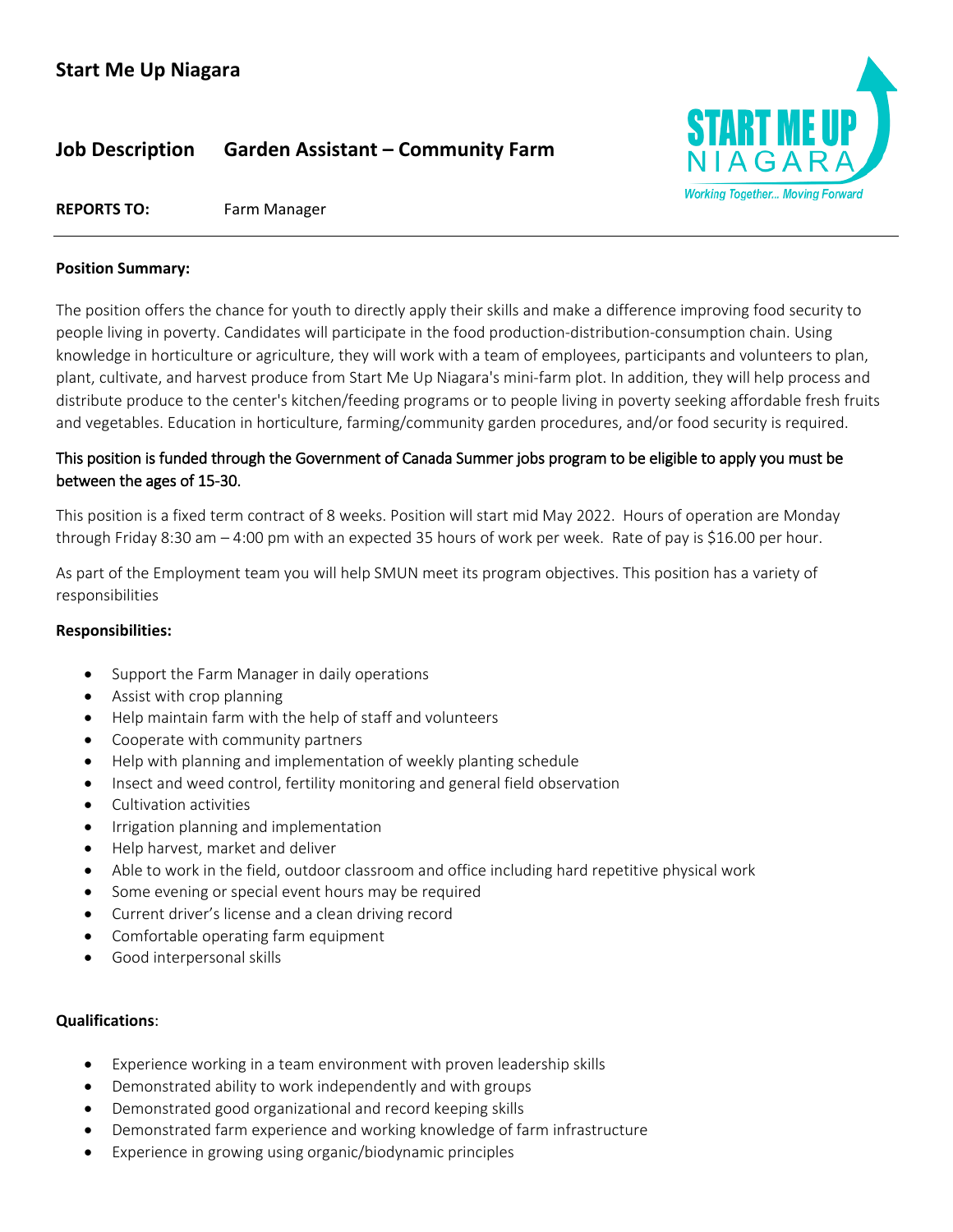## Start Me Up Niagara

**Job Description** **Garden Assistant – Community Farm**

**REPORTS TO:** Farm Manager

---

**Position Summary:**

The position offers the chance for youth to directly apply their skills and make a difference improving food security to people living in poverty. Candidates will participate in the food production-distribution-consumption chain. Using knowledge in horticulture or agriculture, they will work with a team of employees, participants and volunteers to plan, plant, cultivate, and harvest produce from Start Me Up Niagara's mini-farm plot. In addition, they will help process and distribute produce to the center's kitchen/feeding programs or to people living in poverty seeking affordable fresh fruits and vegetables. Education in horticulture, farming/community garden procedures, and/or food security is required.

This position is funded through the Government of Canada Summer jobs program to be eligible to apply you must be between the ages of 15-30.

This position is a fixed term contract of 8 weeks. Position will start mid May 2022. Hours of operation are Monday through Friday 8:30 am – 4:00 pm with an expected 35 hours of work per week. Rate of pay is $16.00 per hour.

As part of the Employment team you will help SMUN meet its program objectives. This position has a variety of responsibilities

**Responsibilities:**

- Support the Farm Manager in daily operations
- Assist with crop planning
- Help maintain farm with the help of staff and volunteers
- Cooperate with community partners
- Help with planning and implementation of weekly planting schedule
- Insect and weed control, fertility monitoring and general field observation
- Cultivation activities
- Irrigation planning and implementation
- Help harvest, market and deliver
- Able to work in the field, outdoor classroom and office including hard repetitive physical work
- Some evening or special event hours may be required
- Current driver's license and a clean driving record
- Comfortable operating farm equipment
- Good interpersonal skills

**Qualifications**:

- Experience working in a team environment with proven leadership skills
- Demonstrated ability to work independently and with groups
- Demonstrated good organizational and record keeping skills
- Demonstrated farm experience and working knowledge of farm infrastructure
- Experience in growing using organic/biodynamic principles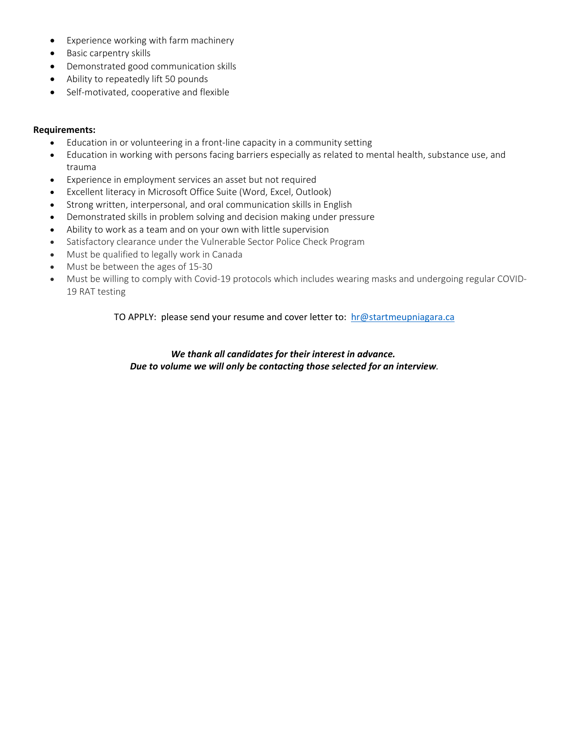- Experience working with farm machinery
- Basic carpentry skills
- Demonstrated good communication skills
- Ability to repeatedly lift 50 pounds
- Self-motivated, cooperative and flexible

**Requirements:**

- Education in or volunteering in a front-line capacity in a community setting
- Education in working with persons facing barriers especially as related to mental health, substance use, and trauma
- Experience in employment services an asset but not required
- Excellent literacy in Microsoft Office Suite (Word, Excel, Outlook)
- Strong written, interpersonal, and oral communication skills in English
- Demonstrated skills in problem solving and decision making under pressure
- Ability to work as a team and on your own with little supervision
- Satisfactory clearance under the Vulnerable Sector Police Check Program
- Must be qualified to legally work in Canada
- Must be between the ages of 15-30
- Must be willing to comply with Covid-19 protocols which includes wearing masks and undergoing regular COVID-19 RAT testing

TO APPLY: please send your resume and cover letter to: hr@startmeupniagara.ca

***We thank all candidates for their interest in advance.***
***Due to volume we will only be contacting those selected for an interview.***